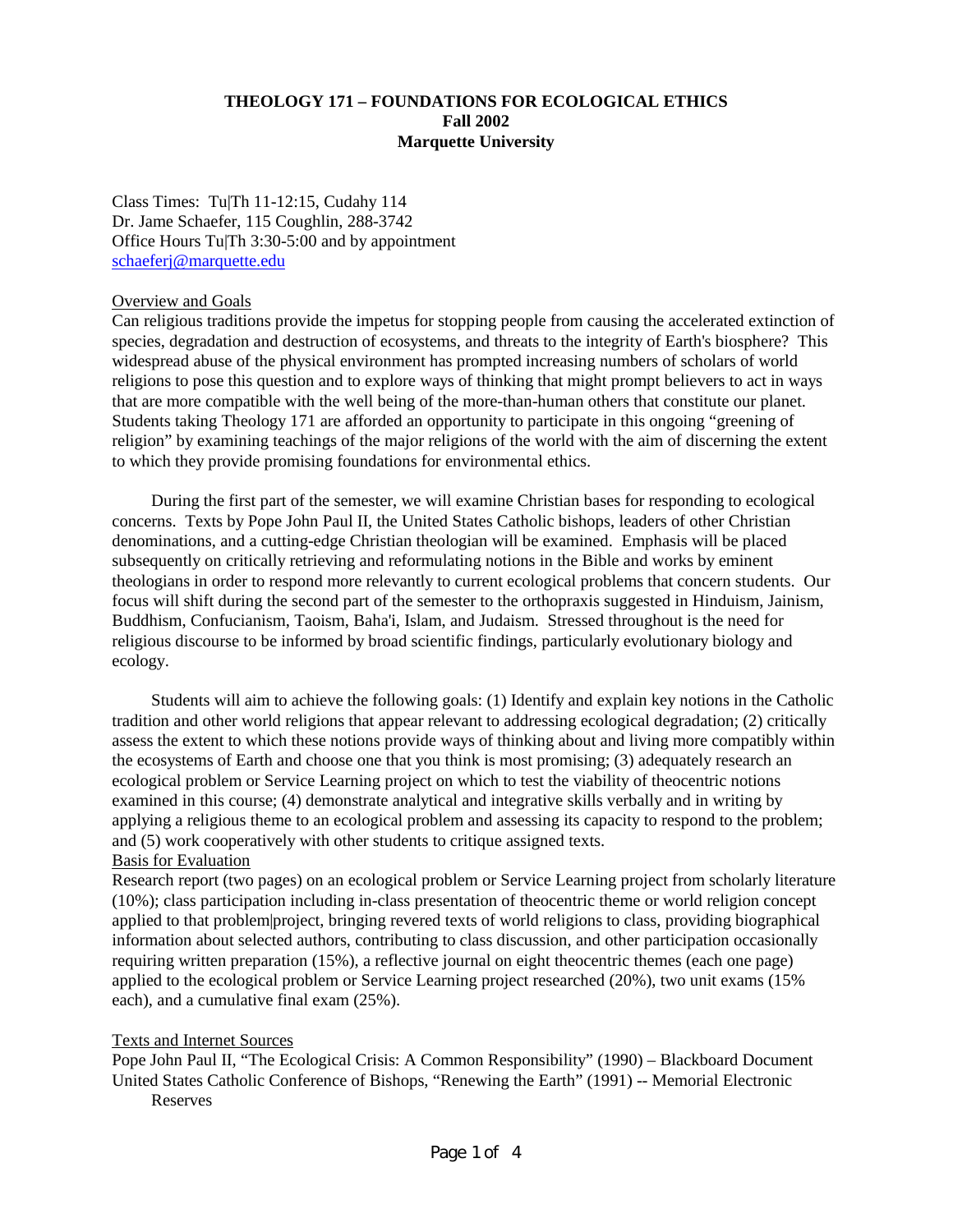# THEOLOGY 171 – FOUNDATIONS FOR ECOLOGICAL ETHICS
## Fall 2002
## Marquette University

Class Times: Tu|Th 11-12:15, Cudahy 114
Dr. Jame Schaefer, 115 Coughlin, 288-3742
Office Hours Tu|Th 3:30-5:00 and by appointment
schaeferj@marquette.edu

### Overview and Goals

Can religious traditions provide the impetus for stopping people from causing the accelerated extinction of species, degradation and destruction of ecosystems, and threats to the integrity of Earth's biosphere? This widespread abuse of the physical environment has prompted increasing numbers of scholars of world religions to pose this question and to explore ways of thinking that might prompt believers to act in ways that are more compatible with the well being of the more-than-human others that constitute our planet. Students taking Theology 171 are afforded an opportunity to participate in this ongoing "greening of religion" by examining teachings of the major religions of the world with the aim of discerning the extent to which they provide promising foundations for environmental ethics.

During the first part of the semester, we will examine Christian bases for responding to ecological concerns. Texts by Pope John Paul II, the United States Catholic bishops, leaders of other Christian denominations, and a cutting-edge Christian theologian will be examined. Emphasis will be placed subsequently on critically retrieving and reformulating notions in the Bible and works by eminent theologians in order to respond more relevantly to current ecological problems that concern students. Our focus will shift during the second part of the semester to the orthopraxis suggested in Hinduism, Jainism, Buddhism, Confucianism, Taoism, Baha'i, Islam, and Judaism. Stressed throughout is the need for religious discourse to be informed by broad scientific findings, particularly evolutionary biology and ecology.

Students will aim to achieve the following goals: (1) Identify and explain key notions in the Catholic tradition and other world religions that appear relevant to addressing ecological degradation; (2) critically assess the extent to which these notions provide ways of thinking about and living more compatibly within the ecosystems of Earth and choose one that you think is most promising; (3) adequately research an ecological problem or Service Learning project on which to test the viability of theocentric notions examined in this course; (4) demonstrate analytical and integrative skills verbally and in writing by applying a religious theme to an ecological problem and assessing its capacity to respond to the problem; and (5) work cooperatively with other students to critique assigned texts.

### Basis for Evaluation

Research report (two pages) on an ecological problem or Service Learning project from scholarly literature (10%); class participation including in-class presentation of theocentric theme or world religion concept applied to that problem|project, bringing revered texts of world religions to class, providing biographical information about selected authors, contributing to class discussion, and other participation occasionally requiring written preparation (15%), a reflective journal on eight theocentric themes (each one page) applied to the ecological problem or Service Learning project researched (20%), two unit exams (15% each), and a cumulative final exam (25%).

### Texts and Internet Sources

Pope John Paul II, "The Ecological Crisis: A Common Responsibility" (1990) – Blackboard Document

United States Catholic Conference of Bishops, "Renewing the Earth" (1991) -- Memorial Electronic Reserves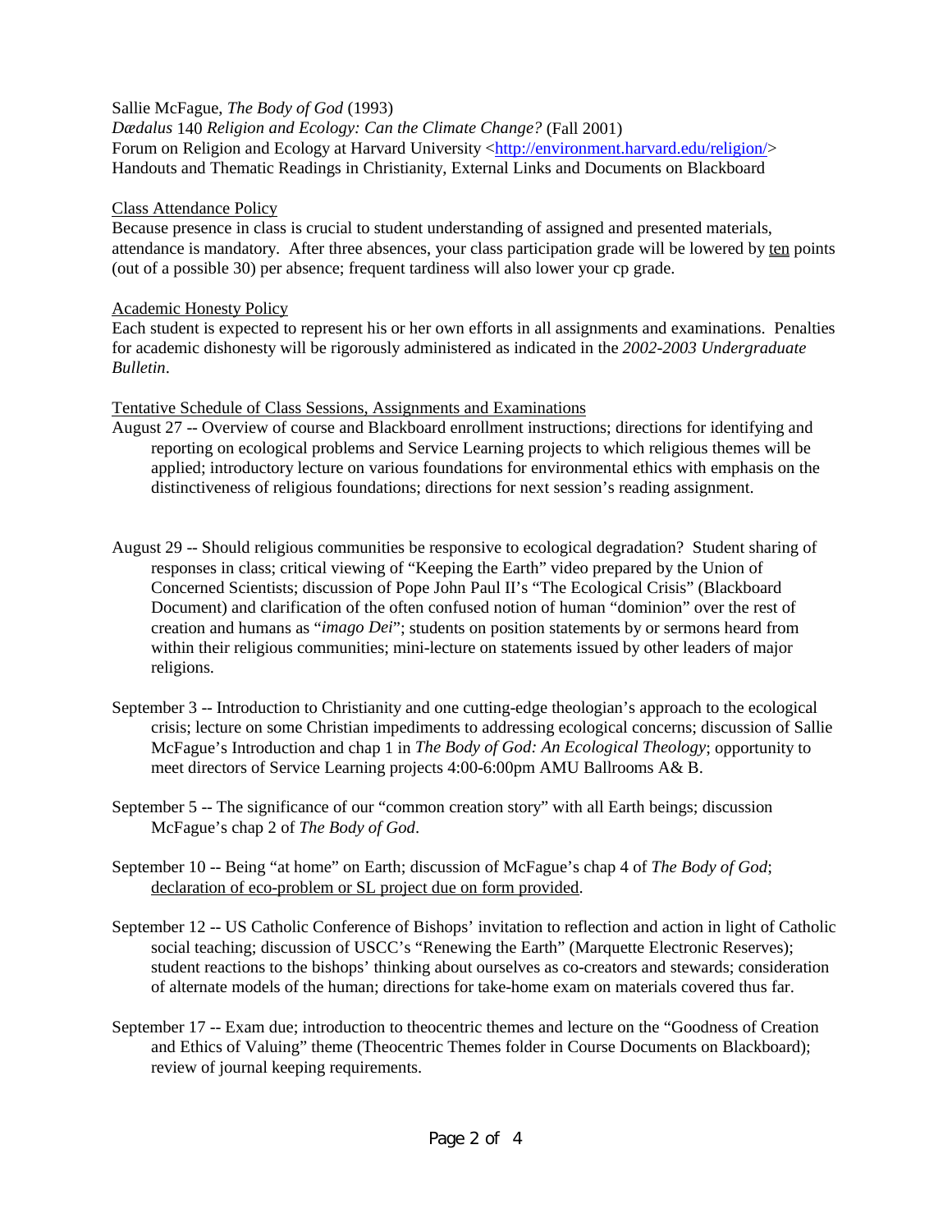Sallie McFague, *The Body of God* (1993)
*Dædalus* 140 *Religion and Ecology: Can the Climate Change?* (Fall 2001)
Forum on Religion and Ecology at Harvard University <http://environment.harvard.edu/religion/>
Handouts and Thematic Readings in Christianity, External Links and Documents on Blackboard

Class Attendance Policy

Because presence in class is crucial to student understanding of assigned and presented materials, attendance is mandatory. After three absences, your class participation grade will be lowered by ten points (out of a possible 30) per absence; frequent tardiness will also lower your cp grade.

Academic Honesty Policy

Each student is expected to represent his or her own efforts in all assignments and examinations. Penalties for academic dishonesty will be rigorously administered as indicated in the *2002-2003 Undergraduate Bulletin*.

Tentative Schedule of Class Sessions, Assignments and Examinations

August 27 -- Overview of course and Blackboard enrollment instructions; directions for identifying and reporting on ecological problems and Service Learning projects to which religious themes will be applied; introductory lecture on various foundations for environmental ethics with emphasis on the distinctiveness of religious foundations; directions for next session's reading assignment.

August 29 -- Should religious communities be responsive to ecological degradation? Student sharing of responses in class; critical viewing of "Keeping the Earth" video prepared by the Union of Concerned Scientists; discussion of Pope John Paul II's "The Ecological Crisis" (Blackboard Document) and clarification of the often confused notion of human "dominion" over the rest of creation and humans as "*imago Dei*"; students on position statements by or sermons heard from within their religious communities; mini-lecture on statements issued by other leaders of major religions.

September 3 -- Introduction to Christianity and one cutting-edge theologian's approach to the ecological crisis; lecture on some Christian impediments to addressing ecological concerns; discussion of Sallie McFague's Introduction and chap 1 in *The Body of God: An Ecological Theology*; opportunity to meet directors of Service Learning projects 4:00-6:00pm AMU Ballrooms A& B.

September 5 -- The significance of our "common creation story" with all Earth beings; discussion McFague's chap 2 of *The Body of God*.

September 10 -- Being "at home" on Earth; discussion of McFague's chap 4 of *The Body of God*; declaration of eco-problem or SL project due on form provided.

September 12 -- US Catholic Conference of Bishops' invitation to reflection and action in light of Catholic social teaching; discussion of USCC's "Renewing the Earth" (Marquette Electronic Reserves); student reactions to the bishops' thinking about ourselves as co-creators and stewards; consideration of alternate models of the human; directions for take-home exam on materials covered thus far.

September 17 -- Exam due; introduction to theocentric themes and lecture on the "Goodness of Creation and Ethics of Valuing" theme (Theocentric Themes folder in Course Documents on Blackboard); review of journal keeping requirements.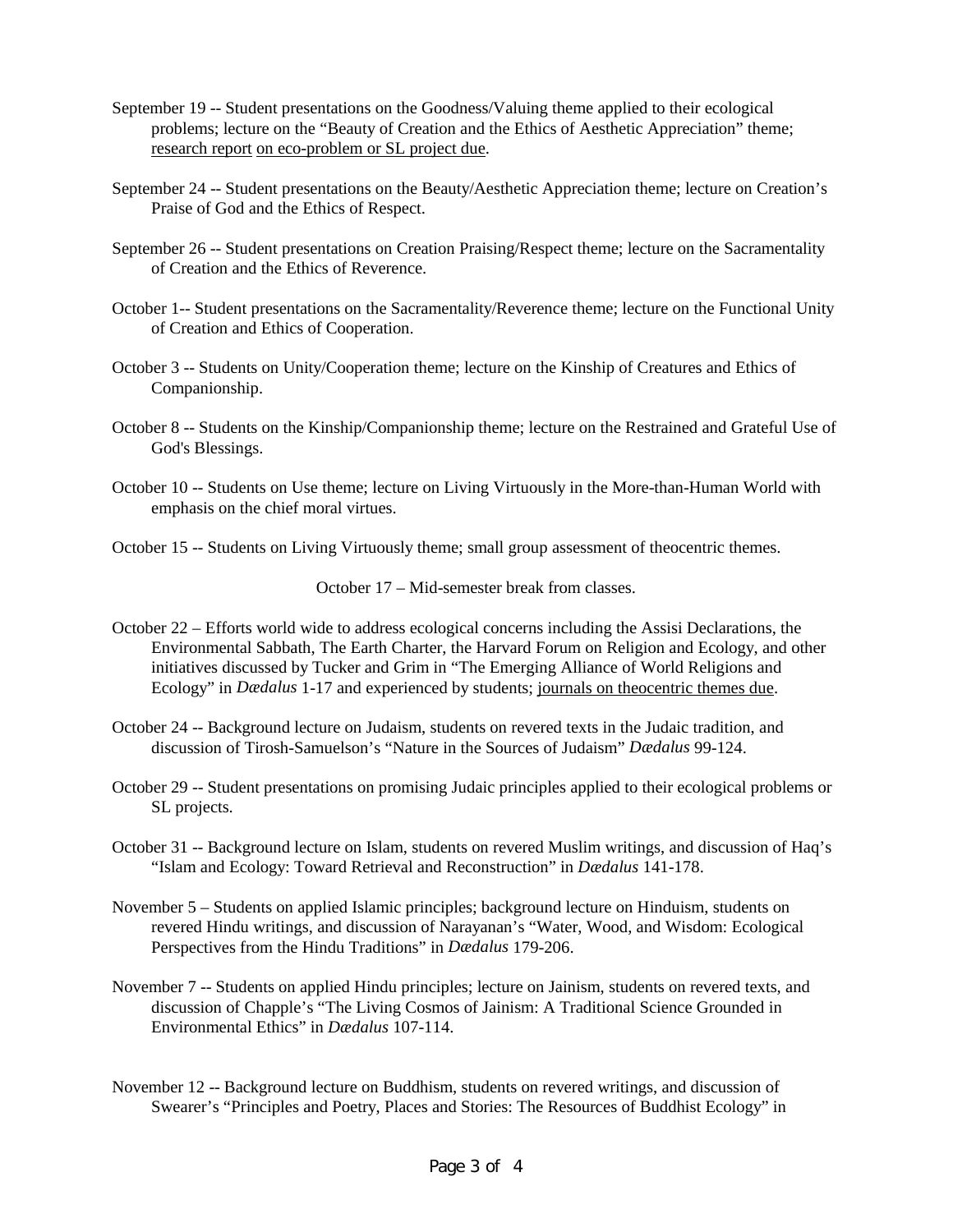September 19 -- Student presentations on the Goodness/Valuing theme applied to their ecological problems; lecture on the "Beauty of Creation and the Ethics of Aesthetic Appreciation" theme; <u>research report</u> <u>on eco-problem or SL project due</u>.

September 24 -- Student presentations on the Beauty/Aesthetic Appreciation theme; lecture on Creation's Praise of God and the Ethics of Respect.

September 26 -- Student presentations on Creation Praising/Respect theme; lecture on the Sacramentality of Creation and the Ethics of Reverence.

October 1-- Student presentations on the Sacramentality/Reverence theme; lecture on the Functional Unity of Creation and Ethics of Cooperation.

October 3 -- Students on Unity/Cooperation theme; lecture on the Kinship of Creatures and Ethics of Companionship.

October 8 -- Students on the Kinship/Companionship theme; lecture on the Restrained and Grateful Use of God's Blessings.

October 10 -- Students on Use theme; lecture on Living Virtuously in the More-than-Human World with emphasis on the chief moral virtues.

October 15 -- Students on Living Virtuously theme; small group assessment of theocentric themes.

October 17 – Mid-semester break from classes.

October 22 – Efforts world wide to address ecological concerns including the Assisi Declarations, the Environmental Sabbath, The Earth Charter, the Harvard Forum on Religion and Ecology, and other initiatives discussed by Tucker and Grim in "The Emerging Alliance of World Religions and Ecology" in *Dædalus* 1-17 and experienced by students; <u>journals on theocentric themes due</u>.

October 24 -- Background lecture on Judaism, students on revered texts in the Judaic tradition, and discussion of Tirosh-Samuelson's "Nature in the Sources of Judaism" *Dædalus* 99-124.

October 29 -- Student presentations on promising Judaic principles applied to their ecological problems or SL projects.

October 31 -- Background lecture on Islam, students on revered Muslim writings, and discussion of Haq's "Islam and Ecology: Toward Retrieval and Reconstruction" in *Dædalus* 141-178.

November 5 – Students on applied Islamic principles; background lecture on Hinduism, students on revered Hindu writings, and discussion of Narayanan's "Water, Wood, and Wisdom: Ecological Perspectives from the Hindu Traditions" in *Dædalus* 179-206.

November 7 -- Students on applied Hindu principles; lecture on Jainism, students on revered texts, and discussion of Chapple's "The Living Cosmos of Jainism: A Traditional Science Grounded in Environmental Ethics" in *Dædalus* 107-114.

November 12 -- Background lecture on Buddhism, students on revered writings, and discussion of Swearer's "Principles and Poetry, Places and Stories: The Resources of Buddhist Ecology" in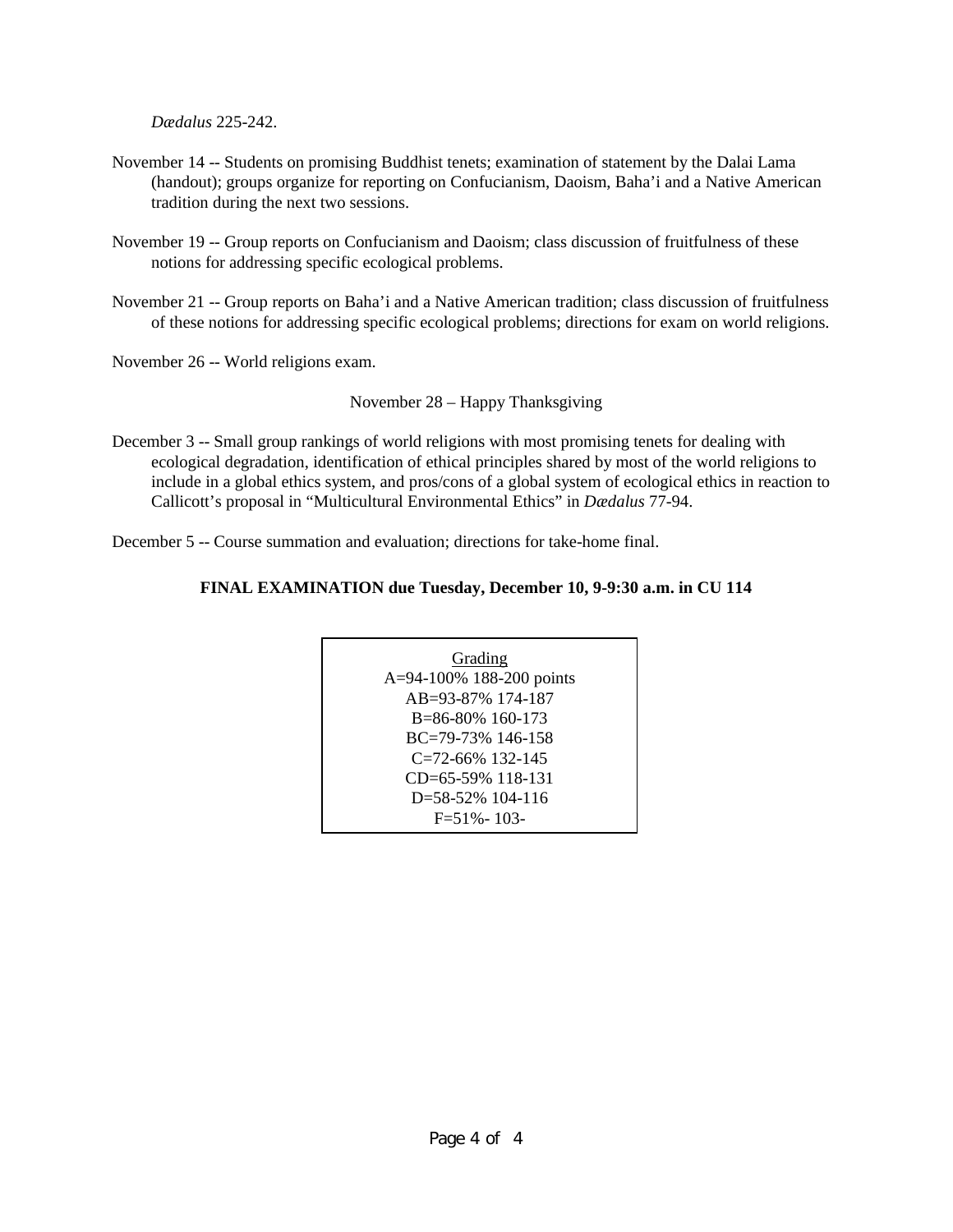*Dædalus* 225-242.

November 14 -- Students on promising Buddhist tenets; examination of statement by the Dalai Lama (handout); groups organize for reporting on Confucianism, Daoism, Baha'i and a Native American tradition during the next two sessions.

November 19 -- Group reports on Confucianism and Daoism; class discussion of fruitfulness of these notions for addressing specific ecological problems.

November 21 -- Group reports on Baha'i and a Native American tradition; class discussion of fruitfulness of these notions for addressing specific ecological problems; directions for exam on world religions.

November 26 -- World religions exam.

November 28 – Happy Thanksgiving

December 3 -- Small group rankings of world religions with most promising tenets for dealing with ecological degradation, identification of ethical principles shared by most of the world religions to include in a global ethics system, and pros/cons of a global system of ecological ethics in reaction to Callicott's proposal in "Multicultural Environmental Ethics" in *Dædalus* 77-94.

December 5 -- Course summation and evaluation; directions for take-home final.

**FINAL EXAMINATION due Tuesday, December 10, 9-9:30 a.m. in CU 114**

Grading

A=94-100% 188-200 points

AB=93-87% 174-187

B=86-80% 160-173

BC=79-73% 146-158

C=72-66% 132-145

CD=65-59% 118-131

D=58-52% 104-116

F=51%- 103-